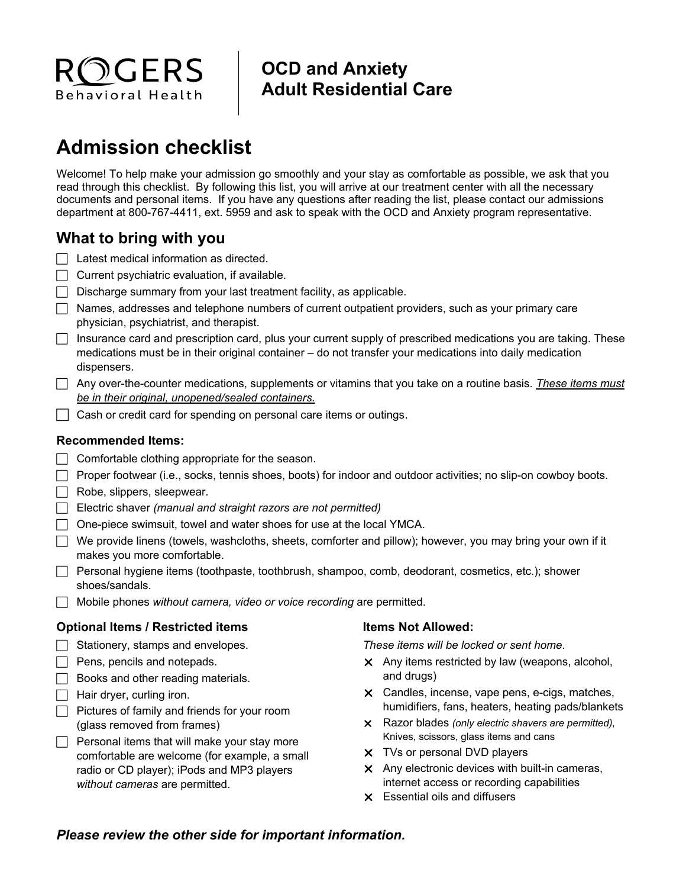**ROGERS Behavioral Health**

# OCD and Anxiety Adult Residential Care

# Admission checklist

Welcome! To help make your admission go smoothly and your stay as comfortable as possible, we ask that you read through this checklist. By following this list, you will arrive at our treatment center with all the necessary documents and personal items. If you have any questions after reading the list, please contact our admissions department at 800-767-4411, ext. 5959 and ask to speak with the OCD and Anxiety program representative.

## What to bring with you

- [ ] Latest medical information as directed.
- [ ] Current psychiatric evaluation, if available.
- [ ] Discharge summary from your last treatment facility, as applicable.
- [ ] Names, addresses and telephone numbers of current outpatient providers, such as your primary care physician, psychiatrist, and therapist.
- [ ] Insurance card and prescription card, plus your current supply of prescribed medications you are taking. These medications must be in their original container – do not transfer your medications into daily medication dispensers.
- [ ] Any over-the-counter medications, supplements or vitamins that you take on a routine basis. ***These items must be in their original, unopened/sealed containers.***
- [ ] Cash or credit card for spending on personal care items or outings.

### Recommended Items:

- [ ] Comfortable clothing appropriate for the season.
- [ ] Proper footwear (i.e., socks, tennis shoes, boots) for indoor and outdoor activities; no slip-on cowboy boots.
- [ ] Robe, slippers, sleepwear.
- [ ] Electric shaver *(manual and straight razors are not permitted)*
- [ ] One-piece swimsuit, towel and water shoes for use at the local YMCA.
- [ ] We provide linens (towels, washcloths, sheets, comforter and pillow); however, you may bring your own if it makes you more comfortable.
- [ ] Personal hygiene items (toothpaste, toothbrush, shampoo, comb, deodorant, cosmetics, etc.); shower shoes/sandals.
- [ ] Mobile phones *without camera, video or voice recording* are permitted.

### Optional Items / Restricted items

- [ ] Stationery, stamps and envelopes.
- [ ] Pens, pencils and notepads.
- [ ] Books and other reading materials.
- [ ] Hair dryer, curling iron.
- [ ] Pictures of family and friends for your room (glass removed from frames)
- [ ] Personal items that will make your stay more comfortable are welcome (for example, a small radio or CD player); iPods and MP3 players *without cameras* are permitted.

### Items Not Allowed:

*These items will be locked or sent home*.

- ✕ Any items restricted by law (weapons, alcohol, and drugs)
- ✕ Candles, incense, vape pens, e-cigs, matches, humidifiers, fans, heaters, heating pads/blankets
- ✕ Razor blades *(only electric shavers are permitted),* Knives, scissors, glass items and cans
- ✕ TVs or personal DVD players
- ✕ Any electronic devices with built-in cameras, internet access or recording capabilities
- ✕ Essential oils and diffusers

***Please review the other side for important information.***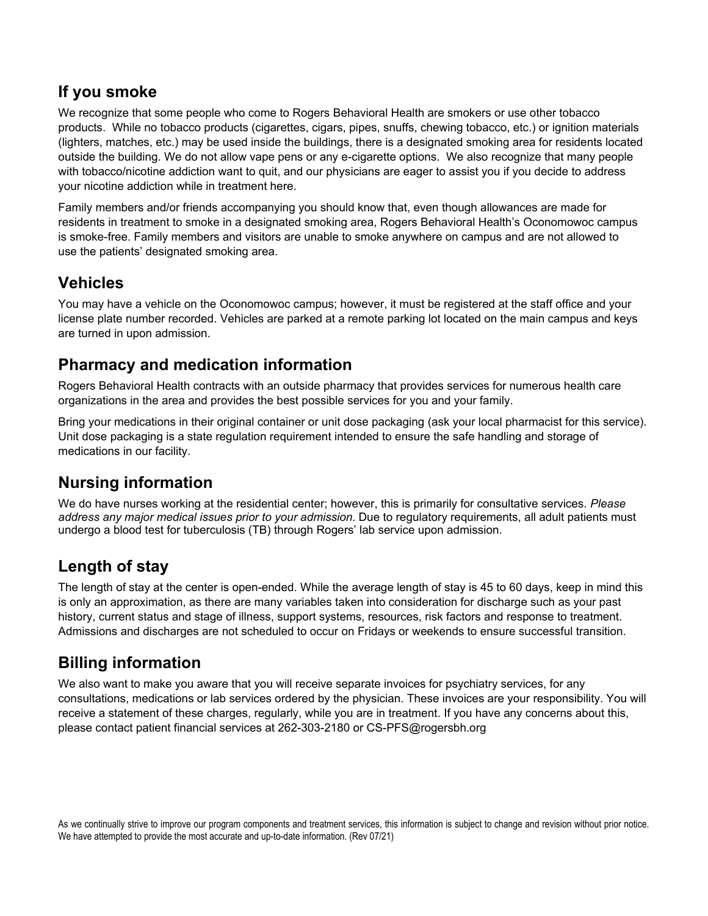## If you smoke

We recognize that some people who come to Rogers Behavioral Health are smokers or use other tobacco products. While no tobacco products (cigarettes, cigars, pipes, snuffs, chewing tobacco, etc.) or ignition materials (lighters, matches, etc.) may be used inside the buildings, there is a designated smoking area for residents located outside the building. We do not allow vape pens or any e-cigarette options. We also recognize that many people with tobacco/nicotine addiction want to quit, and our physicians are eager to assist you if you decide to address your nicotine addiction while in treatment here.

Family members and/or friends accompanying you should know that, even though allowances are made for residents in treatment to smoke in a designated smoking area, Rogers Behavioral Health's Oconomowoc campus is smoke-free. Family members and visitors are unable to smoke anywhere on campus and are not allowed to use the patients' designated smoking area.

## Vehicles

You may have a vehicle on the Oconomowoc campus; however, it must be registered at the staff office and your license plate number recorded. Vehicles are parked at a remote parking lot located on the main campus and keys are turned in upon admission.

## Pharmacy and medication information

Rogers Behavioral Health contracts with an outside pharmacy that provides services for numerous health care organizations in the area and provides the best possible services for you and your family.

Bring your medications in their original container or unit dose packaging (ask your local pharmacist for this service). Unit dose packaging is a state regulation requirement intended to ensure the safe handling and storage of medications in our facility.

## Nursing information

We do have nurses working at the residential center; however, this is primarily for consultative services. *Please address any major medical issues prior to your admission*. Due to regulatory requirements, all adult patients must undergo a blood test for tuberculosis (TB) through Rogers' lab service upon admission.

## Length of stay

The length of stay at the center is open-ended. While the average length of stay is 45 to 60 days, keep in mind this is only an approximation, as there are many variables taken into consideration for discharge such as your past history, current status and stage of illness, support systems, resources, risk factors and response to treatment. Admissions and discharges are not scheduled to occur on Fridays or weekends to ensure successful transition.

## Billing information

We also want to make you aware that you will receive separate invoices for psychiatry services, for any consultations, medications or lab services ordered by the physician. These invoices are your responsibility. You will receive a statement of these charges, regularly, while you are in treatment. If you have any concerns about this, please contact patient financial services at 262-303-2180 or CS-PFS@rogersbh.org

As we continually strive to improve our program components and treatment services, this information is subject to change and revision without prior notice. We have attempted to provide the most accurate and up-to-date information. (Rev 07/21)